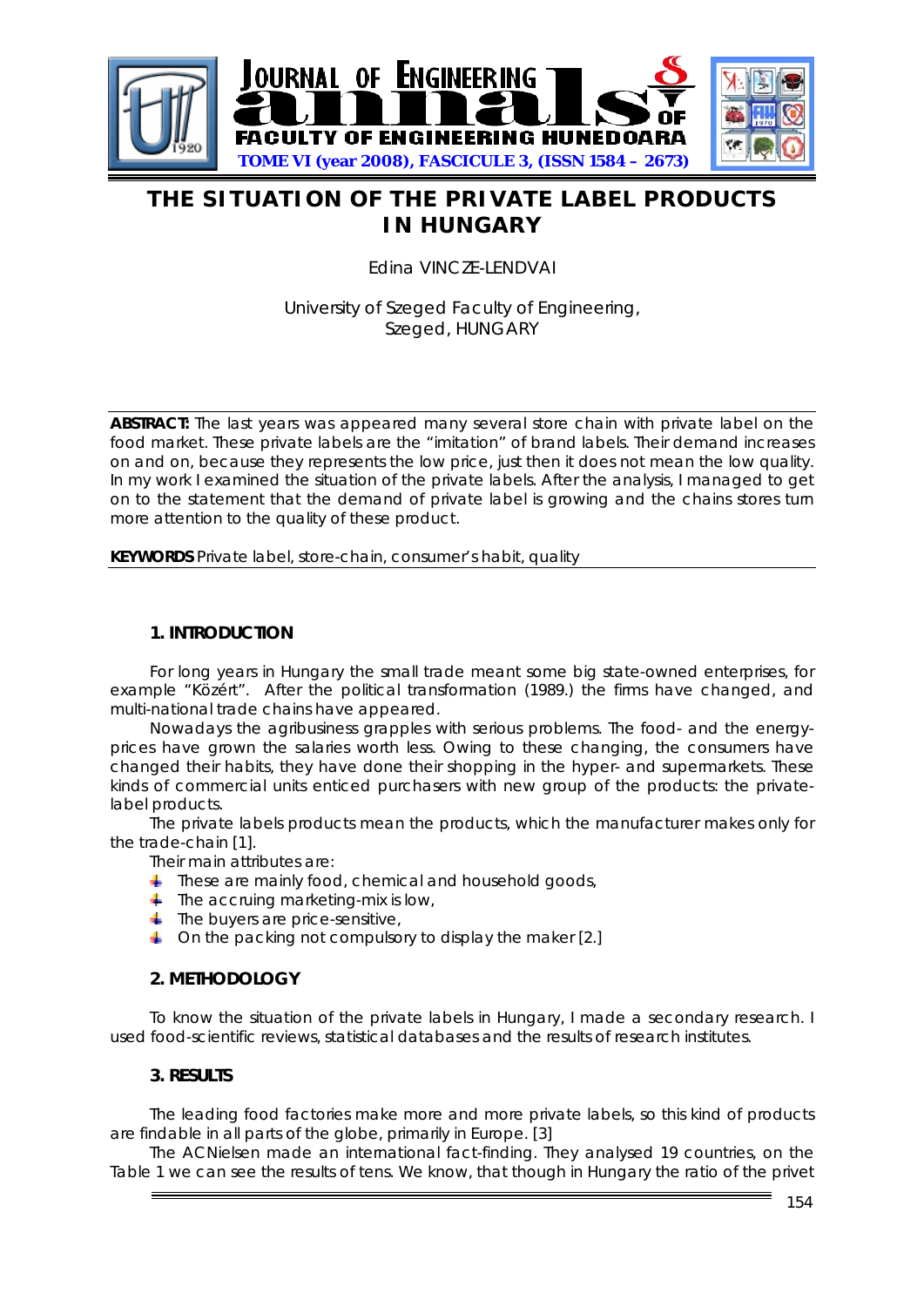# THE SITUATION OF THE PRIVATE LABEL PRODUCTS IN HUNGARY

Edina VINCZE-LENDVAI

University of Szeged Faculty of Engineering,
Szeged, HUNGARY

**ABSTRACT:** The last years was appeared many several store chain with private label on the food market. These private labels are the "imitation" of brand labels. Their demand increases on and on, because they represents the low price, just then it does not mean the low quality. In my work I examined the situation of the private labels. After the analysis, I managed to get on to the statement that the demand of private label is growing and the chains stores turn more attention to the quality of these product.

**KEYWORDS** Private label, store-chain, consumer's habit, quality

## 1. INTRODUCTION

For long years in Hungary the small trade meant some big state-owned enterprises, for example "Közért". After the political transformation (1989.) the firms have changed, and multi-national trade chains have appeared.

Nowadays the agribusiness grapples with serious problems. The food- and the energy-prices have grown the salaries worth less. Owing to these changing, the consumers have changed their habits, they have done their shopping in the hyper- and supermarkets. These kinds of commercial units enticed purchasers with new group of the products: the private-label products.

The private labels products mean the products, which the manufacturer makes only for the trade-chain [1].

Their main attributes are:

- These are mainly food, chemical and household goods,
- The accruing marketing-mix is low,
- The buyers are price-sensitive,
- On the packing not compulsory to display the maker [2.]

## 2. METHODOLOGY

To know the situation of the private labels in Hungary, I made a secondary research. I used food-scientific reviews, statistical databases and the results of research institutes.

## 3. RESULTS

The leading food factories make more and more private labels, so this kind of products are findable in all parts of the globe, primarily in Europe. [3]

The ACNielsen made an international fact-finding. They analysed 19 countries, on the Table 1 we can see the results of tens. We know, that though in Hungary the ratio of the privet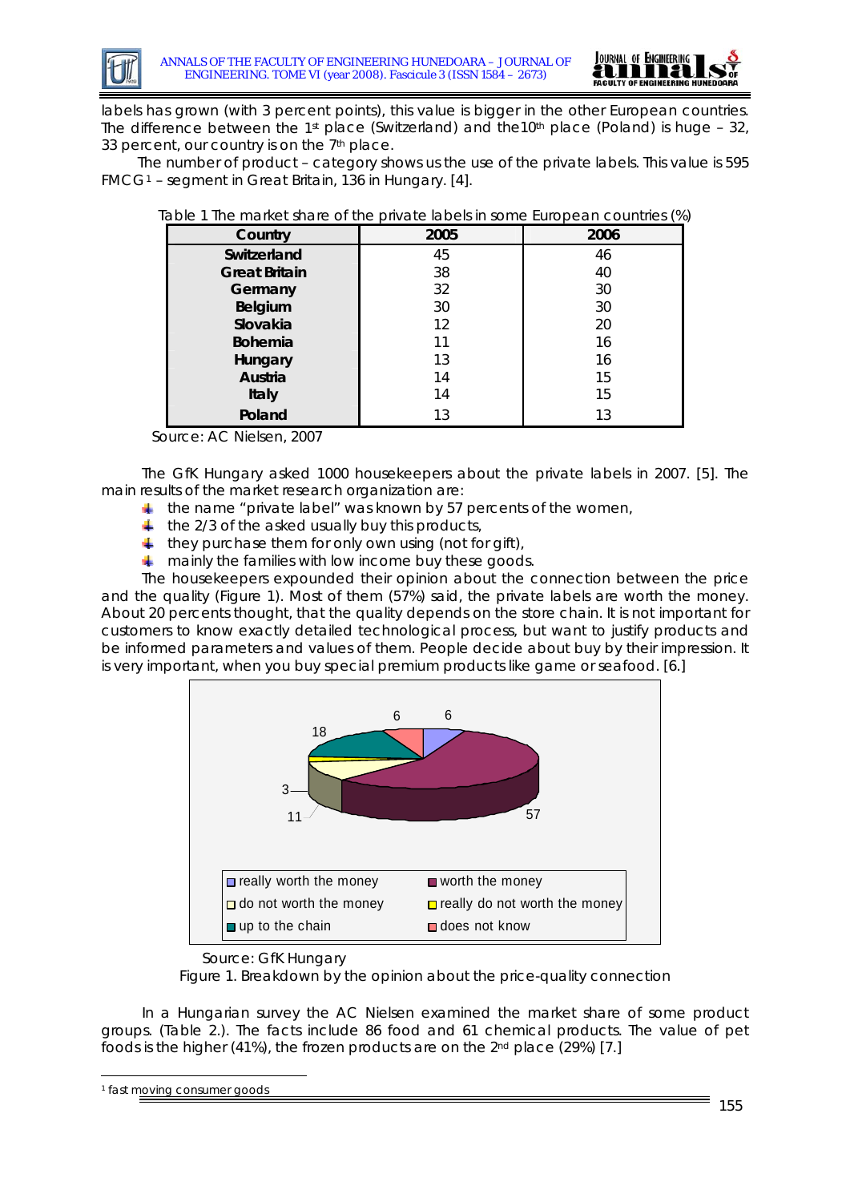labels has grown (with 3 percent points), this value is bigger in the other European countries. The difference between the 1st place (Switzerland) and the10th place (Poland) is huge – 32, 33 percent, our country is on the 7th place.

The number of product – category shows us the use of the private labels. This value is 595 FMCG[1] – segment in Great Britain, 136 in Hungary. [4].

Table 1 The market share of the private labels in some European countries (%)

| Country | 2005 | 2006 |
|---|---|---|
| **Switzerland** | 45 | 46 |
| **Great Britain** | 38 | 40 |
| **Germany** | 32 | 30 |
| **Belgium** | 30 | 30 |
| **Slovakia** | 12 | 20 |
| **Bohemia** | 11 | 16 |
| **Hungary** | 13 | 16 |
| **Austria** | 14 | 15 |
| **Italy** | 14 | 15 |
| **Poland** | 13 | 13 |

Source: AC Nielsen, 2007

The GfK Hungary asked 1000 housekeepers about the private labels in 2007. [5]. The main results of the market research organization are:

- the name "private label" was known by 57 percents of the women,
- the 2/3 of the asked usually buy this products,
- they purchase them for only own using (not for gift),
- mainly the families with low income buy these goods.

The housekeepers expounded their opinion about the connection between the price and the quality (Figure 1). Most of them (57%) said, the private labels are worth the money. About 20 percents thought, that the quality depends on the store chain. It is not important for customers to know exactly detailed technological process, but want to justify products and be informed parameters and values of them. People decide about buy by their impression. It is very important, when you buy special premium products like game or seafood. [6.]

Source: GfK Hungary

Figure 1. Breakdown by the opinion about the price-quality connection

In a Hungarian survey the AC Nielsen examined the market share of some product groups. (Table 2.). The facts include 86 food and 61 chemical products. The value of pet foods is the higher (41%), the frozen products are on the 2nd place (29%) [7.]

[1] fast moving consumer goods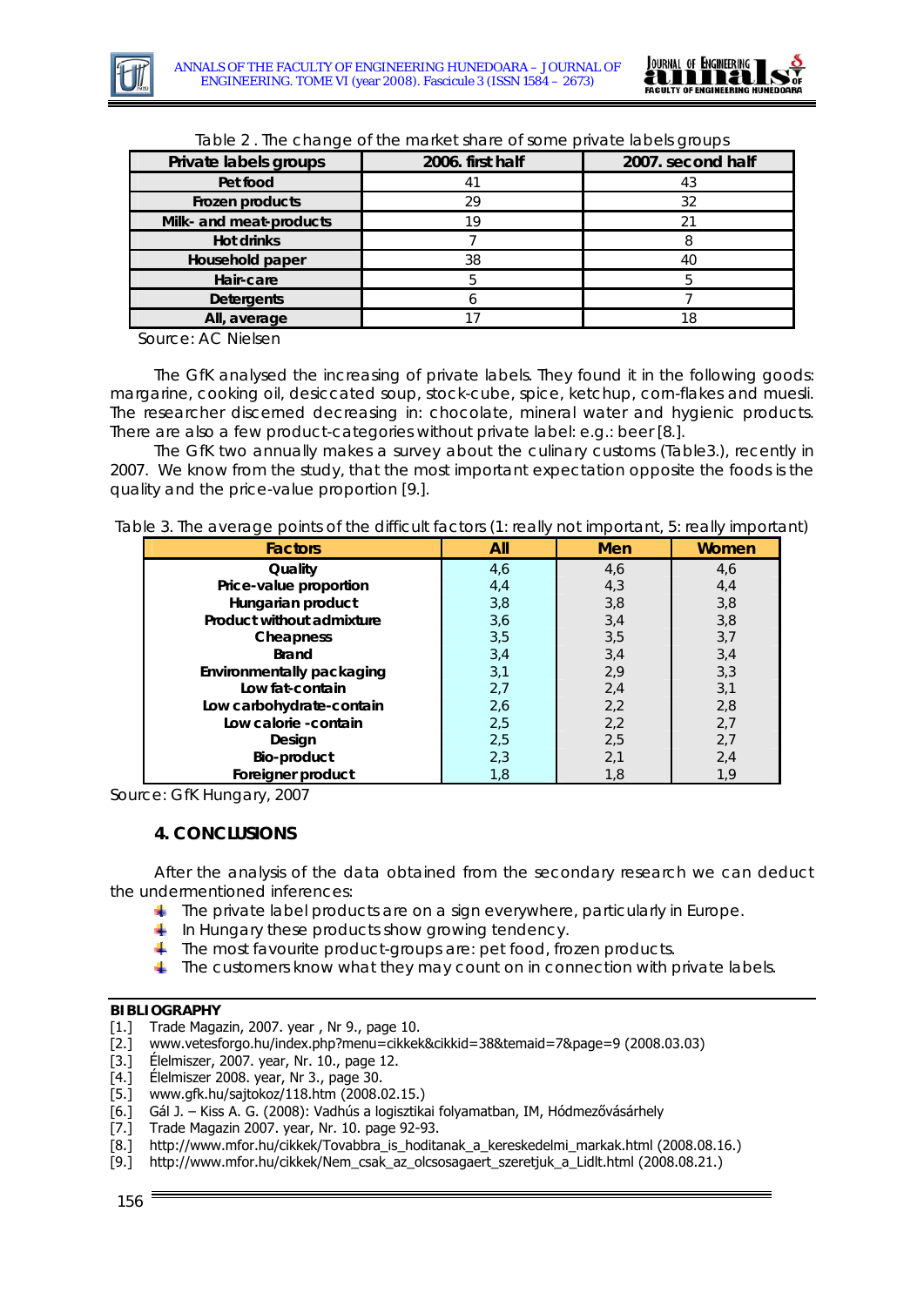Table 2 . The change of the market share of some private labels groups

| Private labels groups | 2006. first half | 2007. second half |
|---|---|---|
| Pet food | 41 | 43 |
| Frozen products | 29 | 32 |
| Milk- and meat-products | 19 | 21 |
| Hot drinks | 7 | 8 |
| Household paper | 38 | 40 |
| Hair-care | 5 | 5 |
| Detergents | 6 | 7 |
| All, average | 17 | 18 |

Source: AC Nielsen

The GfK analysed the increasing of private labels. They found it in the following goods: margarine, cooking oil, desiccated soup, stock-cube, spice, ketchup, corn-flakes and muesli. The researcher discerned decreasing in: chocolate, mineral water and hygienic products. There are also a few product-categories without private label: e.g.: beer [8.].

The GfK two annually makes a survey about the culinary customs (Table3.), recently in 2007. We know from the study, that the most important expectation opposite the foods is the quality and the price-value proportion [9.].

Table 3. The average points of the difficult factors (1: really not important, 5: really important)

| Factors | All | Men | Women |
|---|---|---|---|
| Quality | 4,6 | 4,6 | 4,6 |
| Price-value proportion | 4,4 | 4,3 | 4,4 |
| Hungarian product | 3,8 | 3,8 | 3,8 |
| Product without admixture | 3,6 | 3,4 | 3,8 |
| Cheapness | 3,5 | 3,5 | 3,7 |
| Brand | 3,4 | 3,4 | 3,4 |
| Environmentally packaging | 3,1 | 2,9 | 3,3 |
| Low fat-contain | 2,7 | 2,4 | 3,1 |
| Low carbohydrate-contain | 2,6 | 2,2 | 2,8 |
| Low calorie -contain | 2,5 | 2,2 | 2,7 |
| Design | 2,5 | 2,5 | 2,7 |
| Bio-product | 2,3 | 2,1 | 2,4 |
| Foreigner product | 1,8 | 1,8 | 1,9 |

Source: GfK Hungary, 2007

## 4. CONCLUSIONS

After the analysis of the data obtained from the secondary research we can deduct the undermentioned inferences:

- The private label products are on a sign everywhere, particularly in Europe.
- In Hungary these products show growing tendency.
- The most favourite product-groups are: pet food, frozen products.
- The customers know what they may count on in connection with private labels.

### BIBLIOGRAPHY

[1.] Trade Magazin, 2007. year , Nr 9., page 10.
[2.] www.vetesforgo.hu/index.php?menu=cikkek&cikkid=38&temaid=7&page=9 (2008.03.03)
[3.] Élelmiszer, 2007. year, Nr. 10., page 12.
[4.] Élelmiszer 2008. year, Nr 3., page 30.
[5.] www.gfk.hu/sajtokoz/118.htm (2008.02.15.)
[6.] Gál J. – Kiss A. G. (2008): Vadhús a logisztikai folyamatban, IM, Hódmezővásárhely
[7.] Trade Magazin 2007. year, Nr. 10. page 92-93.
[8.] http://www.mfor.hu/cikkek/Tovabbra_is_hoditanak_a_kereskedelmi_markak.html (2008.08.16.)
[9.] http://www.mfor.hu/cikkek/Nem_csak_az_olcsosagaert_szeretjuk_a_Lidlt.html (2008.08.21.)